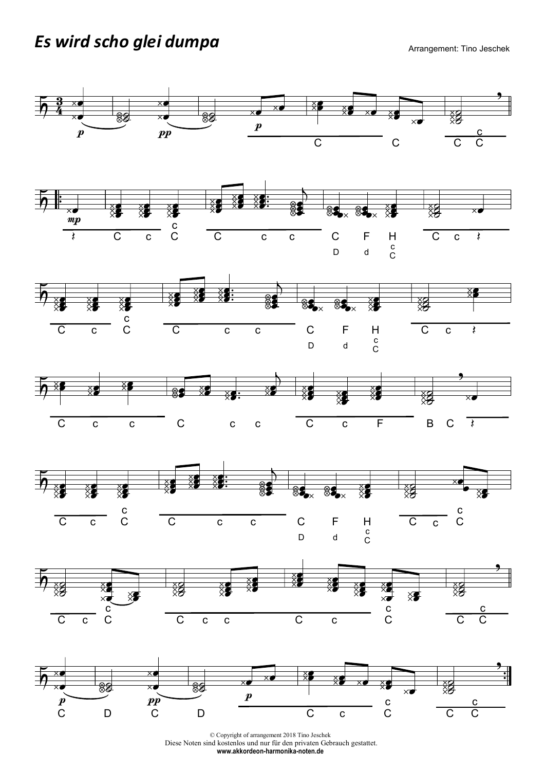# *Es wird scho glei dumpa*

Arrangement: Tino Jeschek

© Copyright of arrangement 2018 Tino Jeschek
Diese Noten sind kostenlos und nur für den privaten Gebrauch gestattet.
**www.akkordeon-harmonika-noten.de**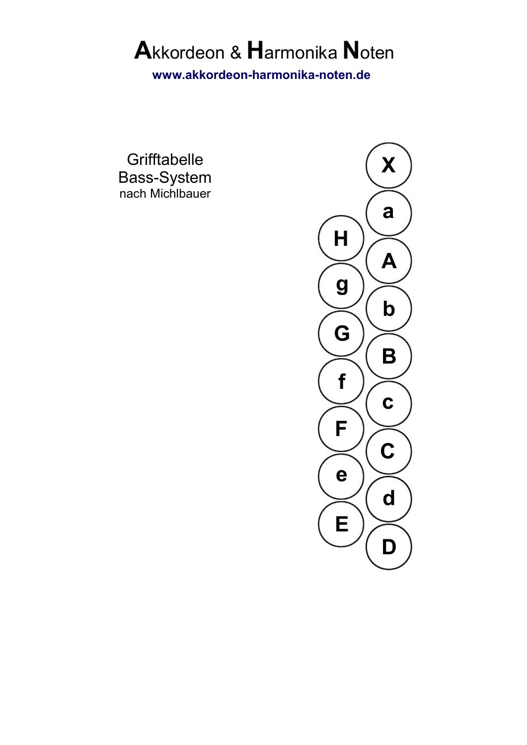# Akkordeon & Harmonika Noten

**www.akkordeon-harmonika-noten.de**

Grifftabelle
Bass-System
nach Michlbauer

X
a
H
A
g
b
G
B
f
c
F
C
e
d
E
D